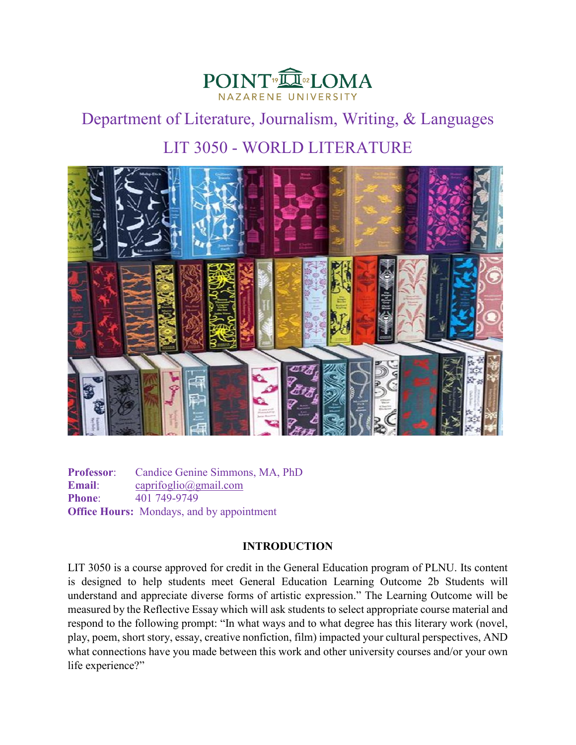POINT LOMA NAZARENE UNIVERSITY

# Department of Literature, Journalism, Writing, & Languages

# LIT 3050 - WORLD LITERATURE

**Professor**: Candice Genine Simmons, MA, PhD
**Email**: caprifoglio@gmail.com
**Phone**: 401 749-9749
**Office Hours:** Mondays, and by appointment

## INTRODUCTION

LIT 3050 is a course approved for credit in the General Education program of PLNU. Its content is designed to help students meet General Education Learning Outcome 2b Students will understand and appreciate diverse forms of artistic expression." The Learning Outcome will be measured by the Reflective Essay which will ask students to select appropriate course material and respond to the following prompt: "In what ways and to what degree has this literary work (novel, play, poem, short story, essay, creative nonfiction, film) impacted your cultural perspectives, AND what connections have you made between this work and other university courses and/or your own life experience?"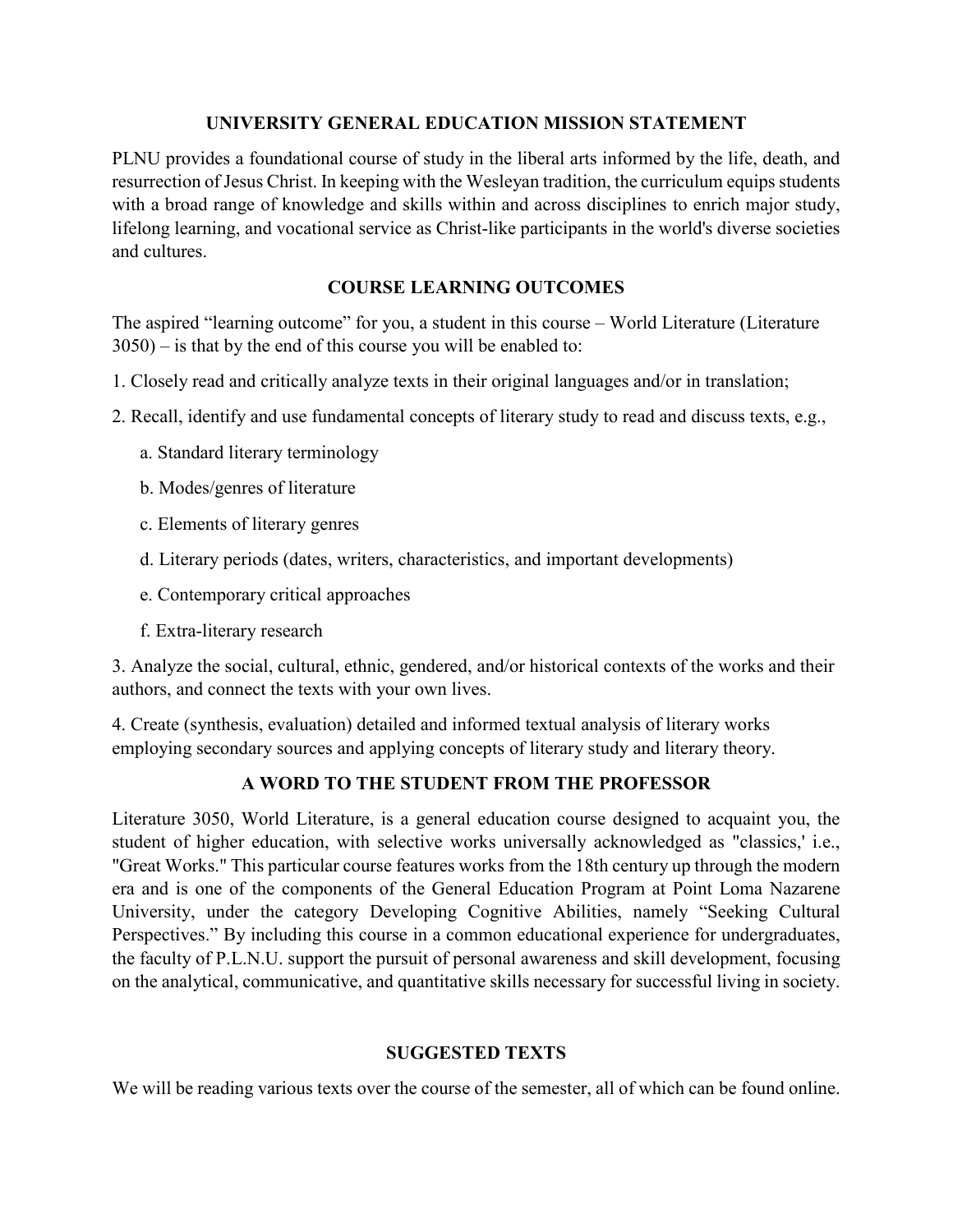## UNIVERSITY GENERAL EDUCATION MISSION STATEMENT

PLNU provides a foundational course of study in the liberal arts informed by the life, death, and resurrection of Jesus Christ. In keeping with the Wesleyan tradition, the curriculum equips students with a broad range of knowledge and skills within and across disciplines to enrich major study, lifelong learning, and vocational service as Christ-like participants in the world's diverse societies and cultures.

## COURSE LEARNING OUTCOMES

The aspired "learning outcome" for you, a student in this course – World Literature (Literature 3050) – is that by the end of this course you will be enabled to:

1. Closely read and critically analyze texts in their original languages and/or in translation;
2. Recall, identify and use fundamental concepts of literary study to read and discuss texts, e.g.,
   a. Standard literary terminology
   b. Modes/genres of literature
   c. Elements of literary genres
   d. Literary periods (dates, writers, characteristics, and important developments)
   e. Contemporary critical approaches
   f. Extra-literary research
3. Analyze the social, cultural, ethnic, gendered, and/or historical contexts of the works and their authors, and connect the texts with your own lives.
4. Create (synthesis, evaluation) detailed and informed textual analysis of literary works employing secondary sources and applying concepts of literary study and literary theory.

## A WORD TO THE STUDENT FROM THE PROFESSOR

Literature 3050, World Literature, is a general education course designed to acquaint you, the student of higher education, with selective works universally acknowledged as "classics,' i.e., "Great Works." This particular course features works from the 18th century up through the modern era and is one of the components of the General Education Program at Point Loma Nazarene University, under the category Developing Cognitive Abilities, namely "Seeking Cultural Perspectives." By including this course in a common educational experience for undergraduates, the faculty of P.L.N.U. support the pursuit of personal awareness and skill development, focusing on the analytical, communicative, and quantitative skills necessary for successful living in society.

## SUGGESTED TEXTS

We will be reading various texts over the course of the semester, all of which can be found online.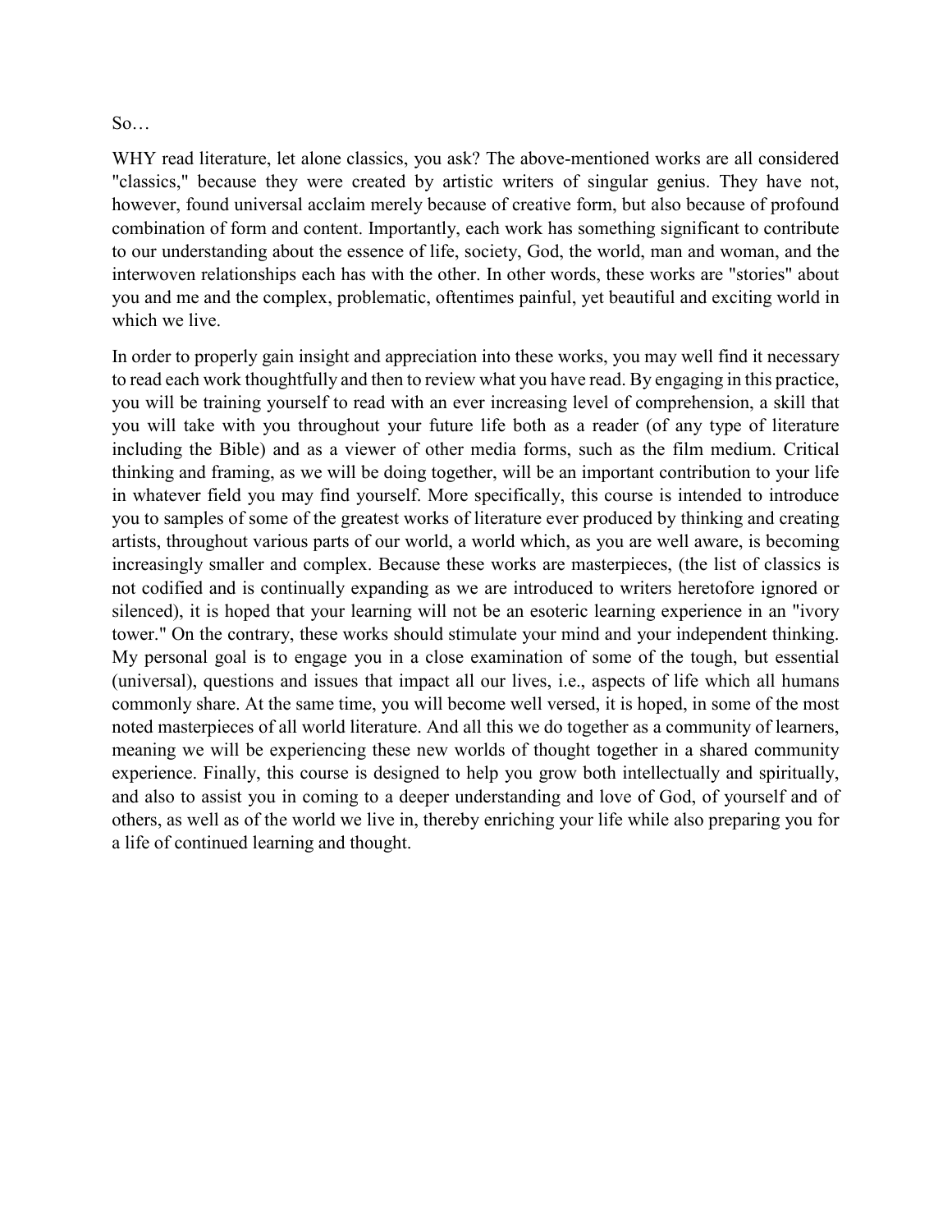So…

WHY read literature, let alone classics, you ask? The above-mentioned works are all considered "classics," because they were created by artistic writers of singular genius. They have not, however, found universal acclaim merely because of creative form, but also because of profound combination of form and content. Importantly, each work has something significant to contribute to our understanding about the essence of life, society, God, the world, man and woman, and the interwoven relationships each has with the other. In other words, these works are "stories" about you and me and the complex, problematic, oftentimes painful, yet beautiful and exciting world in which we live.

In order to properly gain insight and appreciation into these works, you may well find it necessary to read each work thoughtfully and then to review what you have read. By engaging in this practice, you will be training yourself to read with an ever increasing level of comprehension, a skill that you will take with you throughout your future life both as a reader (of any type of literature including the Bible) and as a viewer of other media forms, such as the film medium. Critical thinking and framing, as we will be doing together, will be an important contribution to your life in whatever field you may find yourself. More specifically, this course is intended to introduce you to samples of some of the greatest works of literature ever produced by thinking and creating artists, throughout various parts of our world, a world which, as you are well aware, is becoming increasingly smaller and complex. Because these works are masterpieces, (the list of classics is not codified and is continually expanding as we are introduced to writers heretofore ignored or silenced), it is hoped that your learning will not be an esoteric learning experience in an "ivory tower." On the contrary, these works should stimulate your mind and your independent thinking. My personal goal is to engage you in a close examination of some of the tough, but essential (universal), questions and issues that impact all our lives, i.e., aspects of life which all humans commonly share. At the same time, you will become well versed, it is hoped, in some of the most noted masterpieces of all world literature. And all this we do together as a community of learners, meaning we will be experiencing these new worlds of thought together in a shared community experience. Finally, this course is designed to help you grow both intellectually and spiritually, and also to assist you in coming to a deeper understanding and love of God, of yourself and of others, as well as of the world we live in, thereby enriching your life while also preparing you for a life of continued learning and thought.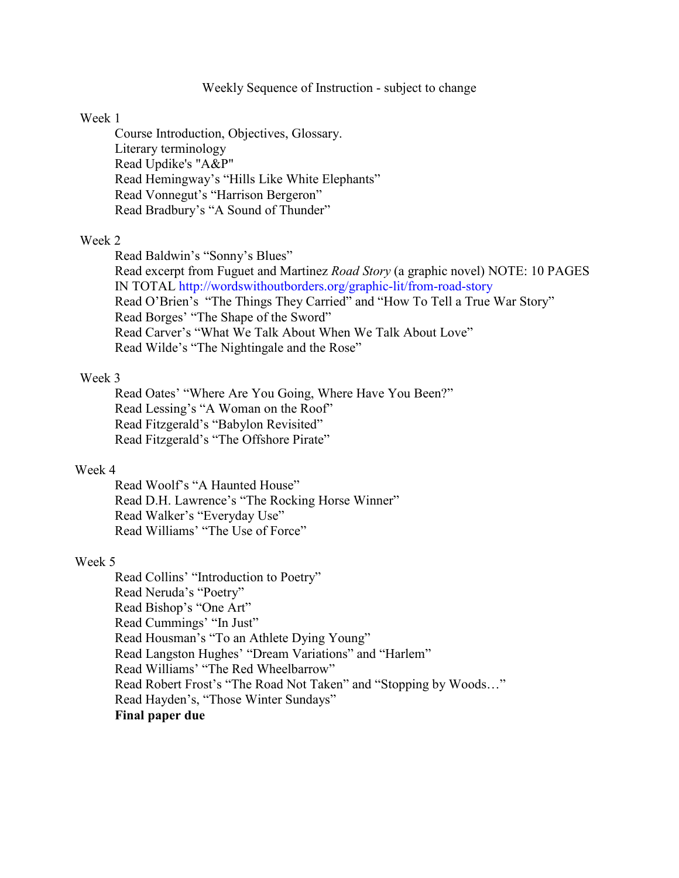Weekly Sequence of Instruction - subject to change

Week 1

Course Introduction, Objectives, Glossary.
Literary terminology
Read Updike's "A&P"
Read Hemingway's "Hills Like White Elephants"
Read Vonnegut's "Harrison Bergeron"
Read Bradbury's "A Sound of Thunder"

Week 2

Read Baldwin's "Sonny's Blues"
Read excerpt from Fuguet and Martinez *Road Story* (a graphic novel) NOTE: 10 PAGES IN TOTAL http://wordswithoutborders.org/graphic-lit/from-road-story
Read O'Brien's "The Things They Carried" and "How To Tell a True War Story"
Read Borges' "The Shape of the Sword"
Read Carver's "What We Talk About When We Talk About Love"
Read Wilde's "The Nightingale and the Rose"

Week 3

Read Oates' "Where Are You Going, Where Have You Been?"
Read Lessing's "A Woman on the Roof"
Read Fitzgerald's "Babylon Revisited"
Read Fitzgerald's "The Offshore Pirate"

Week 4

Read Woolf's "A Haunted House"
Read D.H. Lawrence's "The Rocking Horse Winner"
Read Walker's "Everyday Use"
Read Williams' "The Use of Force"

Week 5

Read Collins' "Introduction to Poetry"
Read Neruda's "Poetry"
Read Bishop's "One Art"
Read Cummings' "In Just"
Read Housman's "To an Athlete Dying Young"
Read Langston Hughes' "Dream Variations" and "Harlem"
Read Williams' "The Red Wheelbarrow"
Read Robert Frost's "The Road Not Taken" and "Stopping by Woods…"
Read Hayden's, "Those Winter Sundays"
**Final paper due**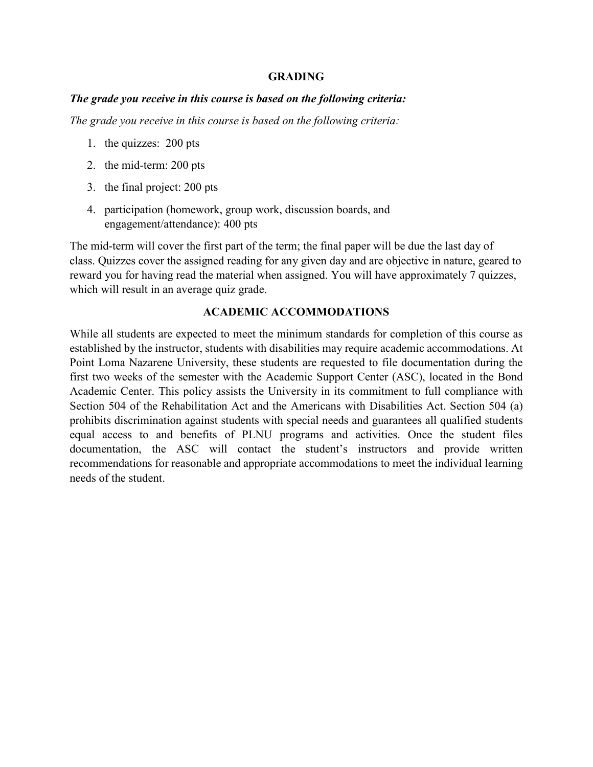## GRADING

***The grade you receive in this course is based on the following criteria:***

*The grade you receive in this course is based on the following criteria:*

1. the quizzes: 200 pts
2. the mid-term: 200 pts
3. the final project: 200 pts
4. participation (homework, group work, discussion boards, and engagement/attendance): 400 pts

The mid-term will cover the first part of the term; the final paper will be due the last day of class. Quizzes cover the assigned reading for any given day and are objective in nature, geared to reward you for having read the material when assigned. You will have approximately 7 quizzes, which will result in an average quiz grade.

## ACADEMIC ACCOMMODATIONS

While all students are expected to meet the minimum standards for completion of this course as established by the instructor, students with disabilities may require academic accommodations. At Point Loma Nazarene University, these students are requested to file documentation during the first two weeks of the semester with the Academic Support Center (ASC), located in the Bond Academic Center. This policy assists the University in its commitment to full compliance with Section 504 of the Rehabilitation Act and the Americans with Disabilities Act. Section 504 (a) prohibits discrimination against students with special needs and guarantees all qualified students equal access to and benefits of PLNU programs and activities. Once the student files documentation, the ASC will contact the student's instructors and provide written recommendations for reasonable and appropriate accommodations to meet the individual learning needs of the student.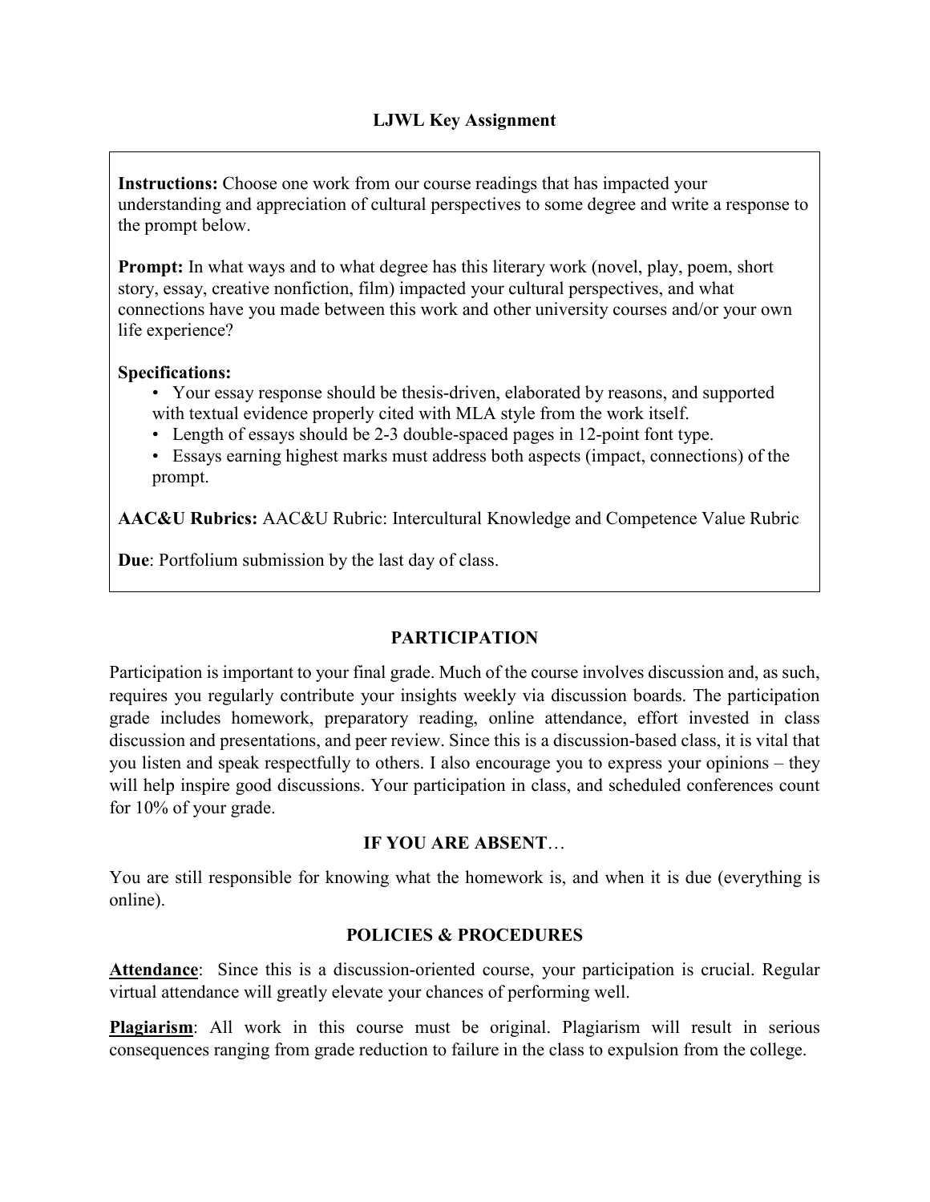## LJWL Key Assignment

**Instructions:** Choose one work from our course readings that has impacted your understanding and appreciation of cultural perspectives to some degree and write a response to the prompt below.

**Prompt:** In what ways and to what degree has this literary work (novel, play, poem, short story, essay, creative nonfiction, film) impacted your cultural perspectives, and what connections have you made between this work and other university courses and/or your own life experience?

**Specifications:**

- Your essay response should be thesis-driven, elaborated by reasons, and supported with textual evidence properly cited with MLA style from the work itself.
- Length of essays should be 2-3 double-spaced pages in 12-point font type.
- Essays earning highest marks must address both aspects (impact, connections) of the prompt.

**AAC&U Rubrics:** AAC&U Rubric: Intercultural Knowledge and Competence Value Rubric

**Due**: Portfolium submission by the last day of class.

## PARTICIPATION

Participation is important to your final grade. Much of the course involves discussion and, as such, requires you regularly contribute your insights weekly via discussion boards. The participation grade includes homework, preparatory reading, online attendance, effort invested in class discussion and presentations, and peer review. Since this is a discussion-based class, it is vital that you listen and speak respectfully to others. I also encourage you to express your opinions – they will help inspire good discussions. Your participation in class, and scheduled conferences count for 10% of your grade.

## IF YOU ARE ABSENT…

You are still responsible for knowing what the homework is, and when it is due (everything is online).

## POLICIES & PROCEDURES

**Attendance**: Since this is a discussion-oriented course, your participation is crucial. Regular virtual attendance will greatly elevate your chances of performing well.

**Plagiarism**: All work in this course must be original. Plagiarism will result in serious consequences ranging from grade reduction to failure in the class to expulsion from the college.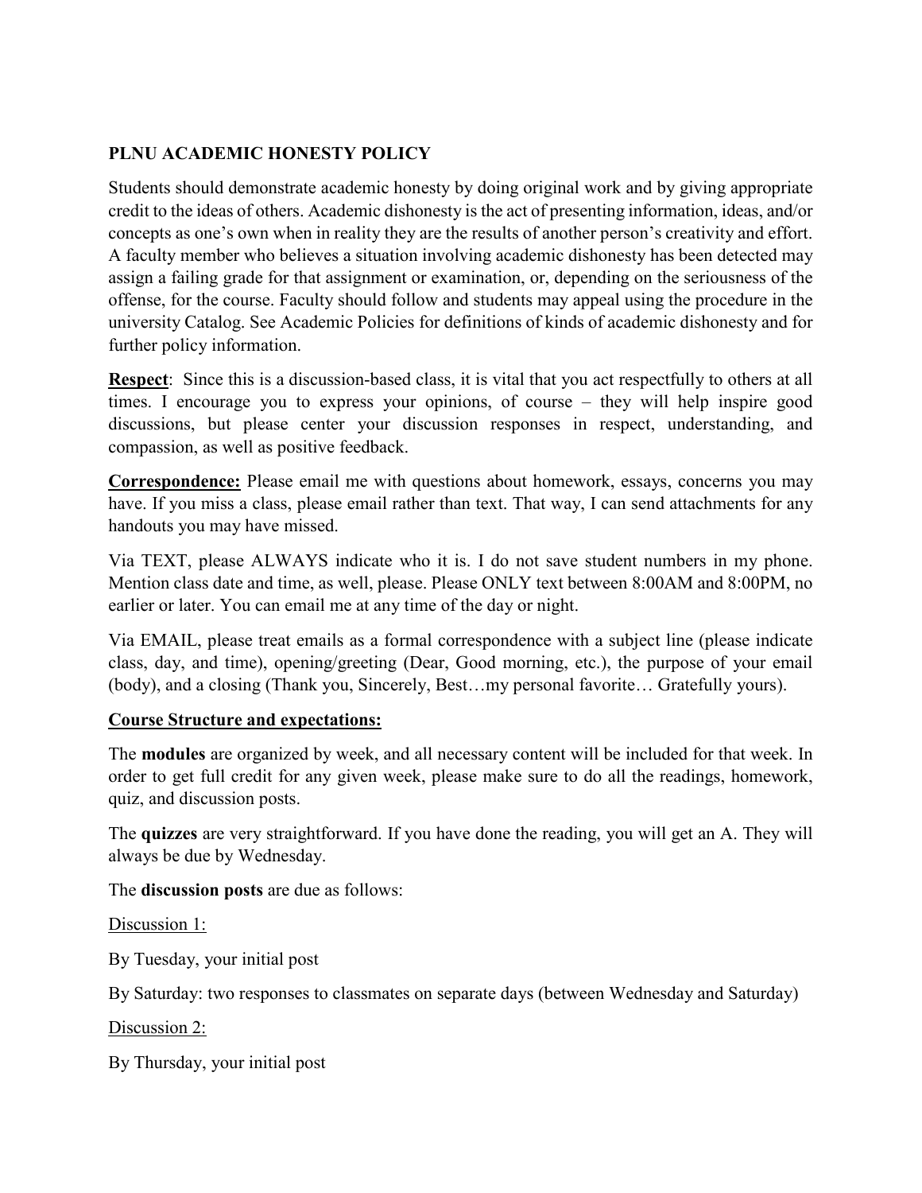**PLNU ACADEMIC HONESTY POLICY**

Students should demonstrate academic honesty by doing original work and by giving appropriate credit to the ideas of others. Academic dishonesty is the act of presenting information, ideas, and/or concepts as one's own when in reality they are the results of another person's creativity and effort. A faculty member who believes a situation involving academic dishonesty has been detected may assign a failing grade for that assignment or examination, or, depending on the seriousness of the offense, for the course. Faculty should follow and students may appeal using the procedure in the university Catalog. See Academic Policies for definitions of kinds of academic dishonesty and for further policy information.

**Respect**: Since this is a discussion-based class, it is vital that you act respectfully to others at all times. I encourage you to express your opinions, of course – they will help inspire good discussions, but please center your discussion responses in respect, understanding, and compassion, as well as positive feedback.

**Correspondence:** Please email me with questions about homework, essays, concerns you may have. If you miss a class, please email rather than text. That way, I can send attachments for any handouts you may have missed.

Via TEXT, please ALWAYS indicate who it is. I do not save student numbers in my phone. Mention class date and time, as well, please. Please ONLY text between 8:00AM and 8:00PM, no earlier or later. You can email me at any time of the day or night.

Via EMAIL, please treat emails as a formal correspondence with a subject line (please indicate class, day, and time), opening/greeting (Dear, Good morning, etc.), the purpose of your email (body), and a closing (Thank you, Sincerely, Best…my personal favorite… Gratefully yours).

**Course Structure and expectations:**

The **modules** are organized by week, and all necessary content will be included for that week. In order to get full credit for any given week, please make sure to do all the readings, homework, quiz, and discussion posts.

The **quizzes** are very straightforward. If you have done the reading, you will get an A. They will always be due by Wednesday.

The **discussion posts** are due as follows:

Discussion 1:

By Tuesday, your initial post

By Saturday: two responses to classmates on separate days (between Wednesday and Saturday)

Discussion 2:

By Thursday, your initial post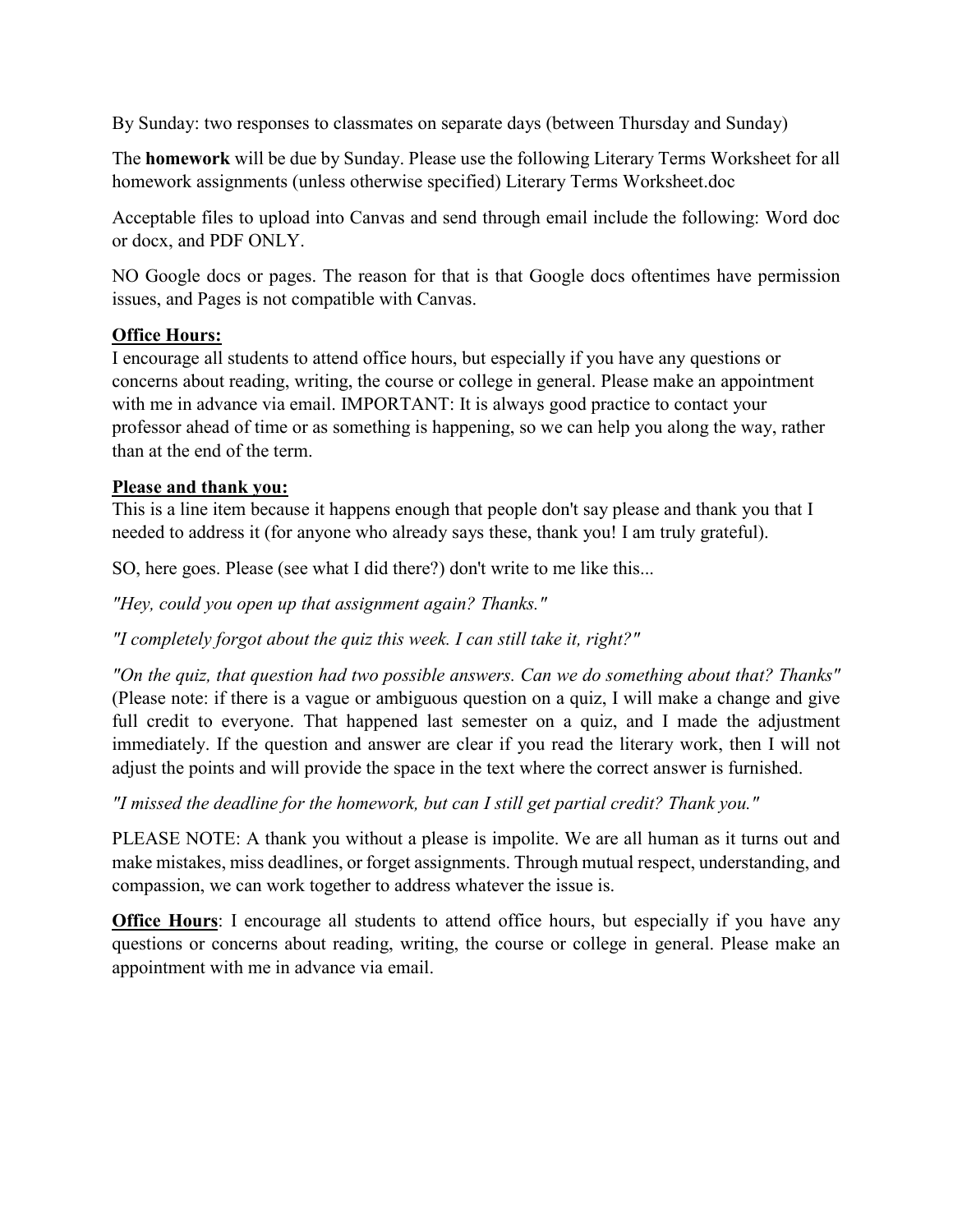By Sunday: two responses to classmates on separate days (between Thursday and Sunday)

The **homework** will be due by Sunday. Please use the following Literary Terms Worksheet for all homework assignments (unless otherwise specified) Literary Terms Worksheet.doc

Acceptable files to upload into Canvas and send through email include the following: Word doc or docx, and PDF ONLY.

NO Google docs or pages. The reason for that is that Google docs oftentimes have permission issues, and Pages is not compatible with Canvas.

**Office Hours:**
I encourage all students to attend office hours, but especially if you have any questions or concerns about reading, writing, the course or college in general. Please make an appointment with me in advance via email. IMPORTANT: It is always good practice to contact your professor ahead of time or as something is happening, so we can help you along the way, rather than at the end of the term.

**Please and thank you:**
This is a line item because it happens enough that people don't say please and thank you that I needed to address it (for anyone who already says these, thank you! I am truly grateful).

SO, here goes. Please (see what I did there?) don't write to me like this...

*"Hey, could you open up that assignment again? Thanks."*

*"I completely forgot about the quiz this week. I can still take it, right?"*

*"On the quiz, that question had two possible answers. Can we do something about that? Thanks"* (Please note: if there is a vague or ambiguous question on a quiz, I will make a change and give full credit to everyone. That happened last semester on a quiz, and I made the adjustment immediately. If the question and answer are clear if you read the literary work, then I will not adjust the points and will provide the space in the text where the correct answer is furnished.

*"I missed the deadline for the homework, but can I still get partial credit? Thank you."*

PLEASE NOTE: A thank you without a please is impolite. We are all human as it turns out and make mistakes, miss deadlines, or forget assignments. Through mutual respect, understanding, and compassion, we can work together to address whatever the issue is.

**Office Hours**: I encourage all students to attend office hours, but especially if you have any questions or concerns about reading, writing, the course or college in general. Please make an appointment with me in advance via email.